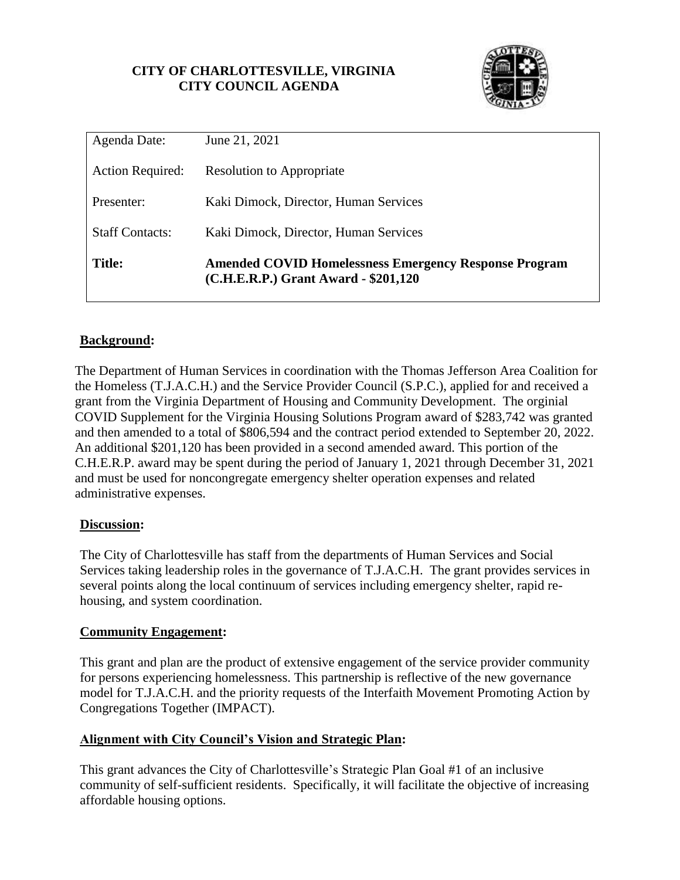**CITY OF CHARLOTTESVILLE, VIRGINIA**
**CITY COUNCIL AGENDA**

| | |
|---|---|
| Agenda Date: | June 21, 2021 |
| Action Required: | Resolution to Appropriate |
| Presenter: | Kaki Dimock, Director, Human Services |
| Staff Contacts: | Kaki Dimock, Director, Human Services |
| **Title:** | **Amended COVID Homelessness Emergency Response Program (C.H.E.R.P.) Grant Award - $201,120** |

## **Background:**

The Department of Human Services in coordination with the Thomas Jefferson Area Coalition for the Homeless (T.J.A.C.H.) and the Service Provider Council (S.P.C.), applied for and received a grant from the Virginia Department of Housing and Community Development. The orginial COVID Supplement for the Virginia Housing Solutions Program award of $283,742 was granted and then amended to a total of $806,594 and the contract period extended to September 20, 2022. An additional $201,120 has been provided in a second amended award. This portion of the C.H.E.R.P. award may be spent during the period of January 1, 2021 through December 31, 2021 and must be used for noncongregate emergency shelter operation expenses and related administrative expenses.

## **Discussion:**

The City of Charlottesville has staff from the departments of Human Services and Social Services taking leadership roles in the governance of T.J.A.C.H. The grant provides services in several points along the local continuum of services including emergency shelter, rapid re-housing, and system coordination.

## **Community Engagement:**

This grant and plan are the product of extensive engagement of the service provider community for persons experiencing homelessness. This partnership is reflective of the new governance model for T.J.A.C.H. and the priority requests of the Interfaith Movement Promoting Action by Congregations Together (IMPACT).

## **Alignment with City Council's Vision and Strategic Plan:**

This grant advances the City of Charlottesville's Strategic Plan Goal #1 of an inclusive community of self-sufficient residents. Specifically, it will facilitate the objective of increasing affordable housing options.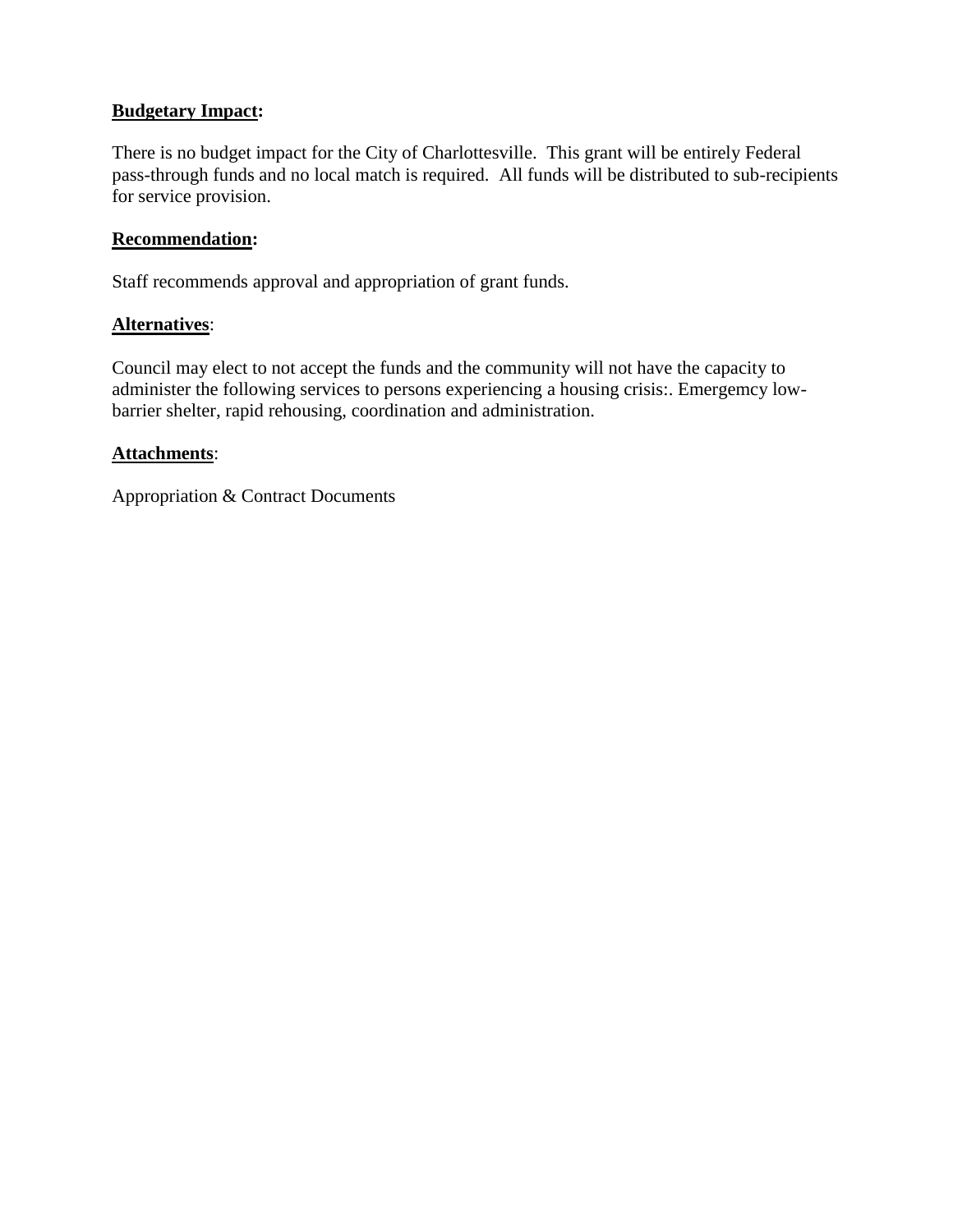**Budgetary Impact:**

There is no budget impact for the City of Charlottesville. This grant will be entirely Federal pass-through funds and no local match is required. All funds will be distributed to sub-recipients for service provision.

**Recommendation:**

Staff recommends approval and appropriation of grant funds.

**Alternatives**:

Council may elect to not accept the funds and the community will not have the capacity to administer the following services to persons experiencing a housing crisis:. Emergemcy low-barrier shelter, rapid rehousing, coordination and administration.

**Attachments**:

Appropriation & Contract Documents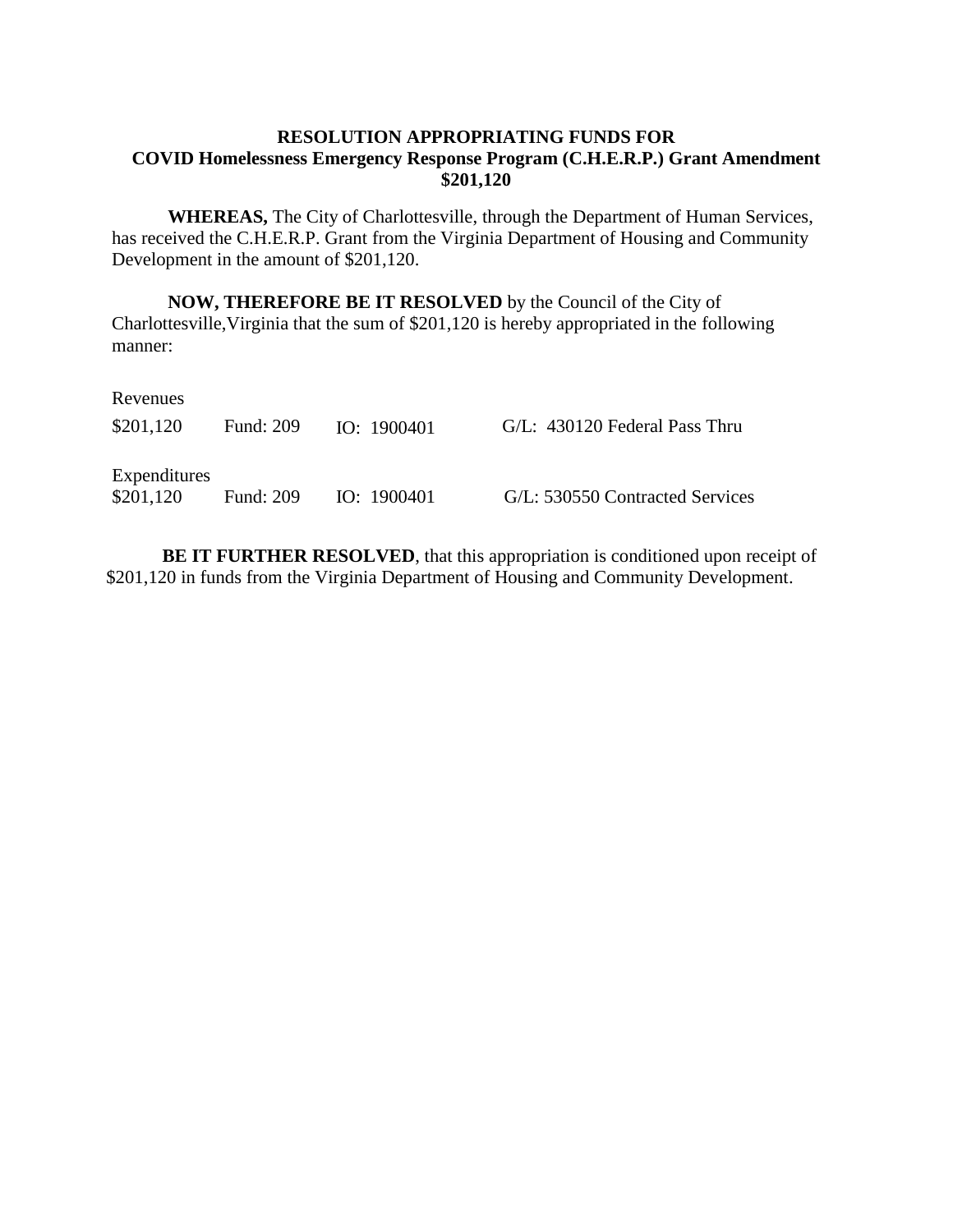# RESOLUTION APPROPRIATING FUNDS FOR COVID Homelessness Emergency Response Program (C.H.E.R.P.) Grant Amendment $201,120

**WHEREAS,** The City of Charlottesville, through the Department of Human Services, has received the C.H.E.R.P. Grant from the Virginia Department of Housing and Community Development in the amount of $201,120.

**NOW, THEREFORE BE IT RESOLVED** by the Council of the City of Charlottesville,Virginia that the sum of $201,120 is hereby appropriated in the following manner:

Revenues

| $201,120 | Fund: 209 | IO: 1900401 | G/L: 430120 Federal Pass Thru |
|---|---|---|---|

Expenditures

| $201,120 | Fund: 209 | IO: 1900401 | G/L: 530550 Contracted Services |
|---|---|---|---|

**BE IT FURTHER RESOLVED**, that this appropriation is conditioned upon receipt of $201,120 in funds from the Virginia Department of Housing and Community Development.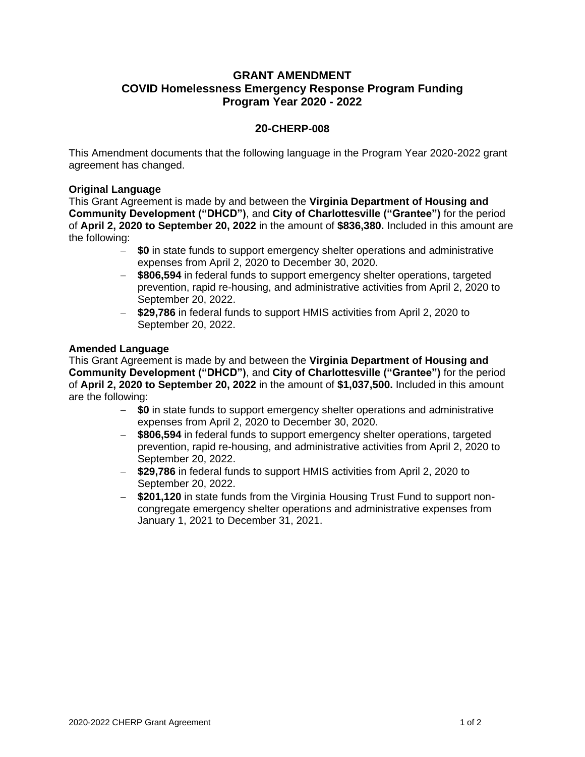# GRANT AMENDMENT
## COVID Homelessness Emergency Response Program Funding
## Program Year 2020 - 2022

### 20-CHERP-008

This Amendment documents that the following language in the Program Year 2020-2022 grant agreement has changed.

**Original Language**

This Grant Agreement is made by and between the **Virginia Department of Housing and Community Development ("DHCD")**, and **City of Charlottesville ("Grantee")** for the period of **April 2, 2020 to September 20, 2022** in the amount of **$836,380.** Included in this amount are the following:

- **$0** in state funds to support emergency shelter operations and administrative expenses from April 2, 2020 to December 30, 2020.
- **$806,594** in federal funds to support emergency shelter operations, targeted prevention, rapid re-housing, and administrative activities from April 2, 2020 to September 20, 2022.
- **$29,786** in federal funds to support HMIS activities from April 2, 2020 to September 20, 2022.

**Amended Language**

This Grant Agreement is made by and between the **Virginia Department of Housing and Community Development ("DHCD")**, and **City of Charlottesville ("Grantee")** for the period of **April 2, 2020 to September 20, 2022** in the amount of **$1,037,500.** Included in this amount are the following:

- **$0** in state funds to support emergency shelter operations and administrative expenses from April 2, 2020 to December 30, 2020.
- **$806,594** in federal funds to support emergency shelter operations, targeted prevention, rapid re-housing, and administrative activities from April 2, 2020 to September 20, 2022.
- **$29,786** in federal funds to support HMIS activities from April 2, 2020 to September 20, 2022.
- **$201,120** in state funds from the Virginia Housing Trust Fund to support non-congregate emergency shelter operations and administrative expenses from January 1, 2021 to December 31, 2021.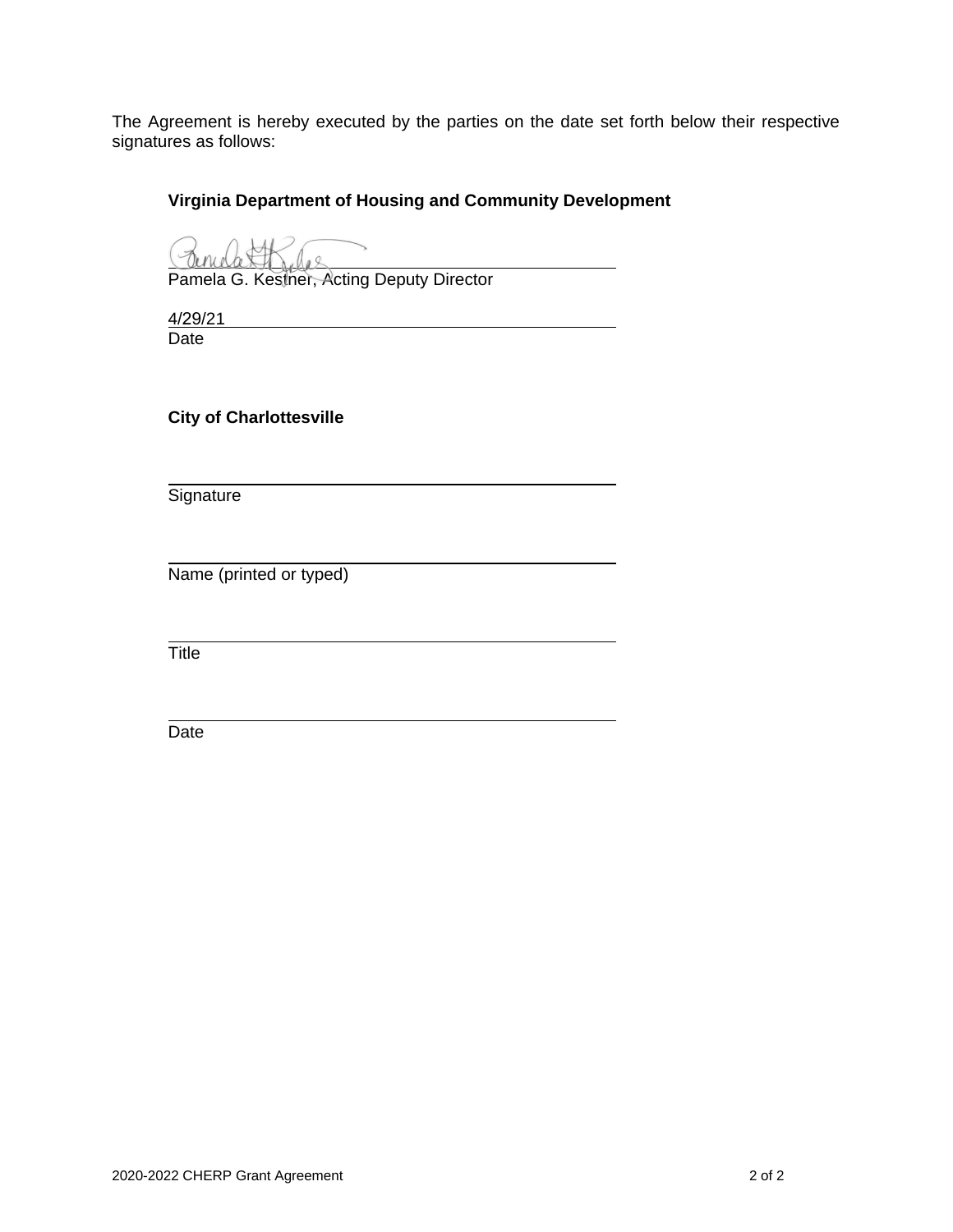The Agreement is hereby executed by the parties on the date set forth below their respective signatures as follows:

**Virginia Department of Housing and Community Development**

Pamela G. Kestner, Acting Deputy Director

4/29/21
Date

**City of Charlottesville**

Signature

Name (printed or typed)

Title

Date